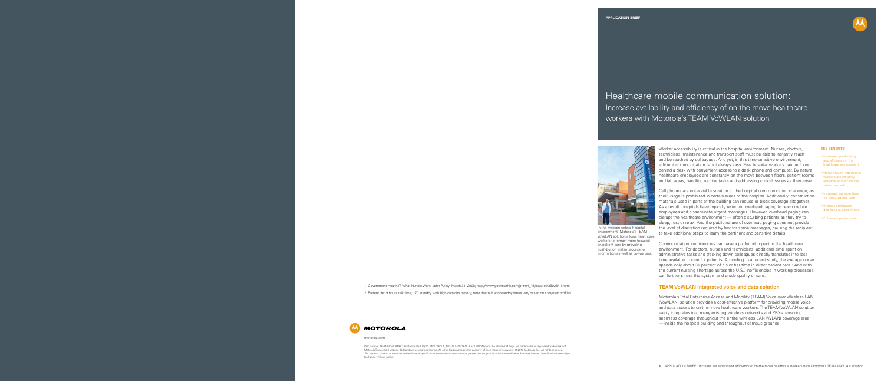APPLICATION BRIEF

# Healthcare mobile communication solution:

## Increase availability and efficiency of on-the-move healthcare workers with Motorola's TEAM VoWLAN solution

In the mission-critical hospital environment, Motorola's TEAM VoWLAN solution allows healthcare workers to remain more focused on patient care by providing push-button instant access to information as well as co-workers.

Worker accessibility is critical in the hospital environment. Nurses, doctors, technicians, maintenance and transport staff must be able to instantly reach and be reached by colleagues. And yet, in this time-sensitive environment, efficient communication is not always easy. Few hospital workers can be found behind a desk with convenient access to a desk phone and computer. By nature, healthcare employees are constantly on the move between floors, patient rooms and lab areas, handling routine tasks and addressing critical issues as they arise.

Cell phones are not a viable solution to the hospital communication challenge, as their usage is prohibited in certain areas of the hospital. Additionally, construction materials used in parts of the building can reduce or block coverage altogether. As a result, hospitals have typically relied on overhead paging to reach mobile employees and disseminate urgent messages. However, overhead paging can disrupt the healthcare environment — often disturbing patients as they try to sleep, rest or relax. And the public nature of overhead paging does not provide the level of discretion required by law for some messages, causing the recipient to take additional steps to learn the pertinent and sensitive details.

Communication inefficiencies can have a profound impact in the healthcare environment. For doctors, nurses and technicians, additional time spent on administrative tasks and tracking down colleagues directly translates into less time available to care for patients. According to a recent study, the average nurse spends only about 31 percent of his or her time in direct patient care.[1] And with the current nursing shortage across the U.S., inefficiencies in working processes can further stress the system and erode quality of care.

### TEAM VoWLAN integrated voice and data solution

Motorola's Total Enterprise Access and Mobility (TEAM) Voice over Wireless LAN (VoWLAN) solution provides a cost-effective platform for providing mobile voice and data access to on-the-move healthcare workers. The TEAM VoWLAN solution easily integrates into many existing wireless networks and PBXs, ensuring seamless coverage throughout the entire wireless LAN (WLAN) coverage area — inside the hospital building and throughout campus grounds.

#### KEY BENEFITS

- Increases productivity and efficiency in the healthcare environment
- Helps ensure that mobile workers are instantly available and accessible when needed
- Increases available time for direct patient care
- Enables immediate decisions at point of care
- Enhances patient care

1 Government Health IT, What Nurses Want; John Pulley; March 31, 2008; http://www.govhealthit.com/print/4_15/features/350264-1.html

2 Battery life: 9 hours talk time; 170 standby with high capacity battery; note that talk and standby times vary based on shift/user profiles.

MOTOROLA

motorola.com

Part number AB-TVoWLANHC. Printed in USA 09/10. MOTOROLA, MOTO, MOTOROLA SOLUTIONS and the Stylized M Logo are trademarks or registered trademarks of Motorola Trademark Holdings, LLC and are used under license. All other trademarks are the property of their respective owners. © 2010 Motorola, Inc. All rights reserved. For system, product or services availability and specific information within your country, please contact your local Motorola office or Business Partner. Specifications are subject to change without notice.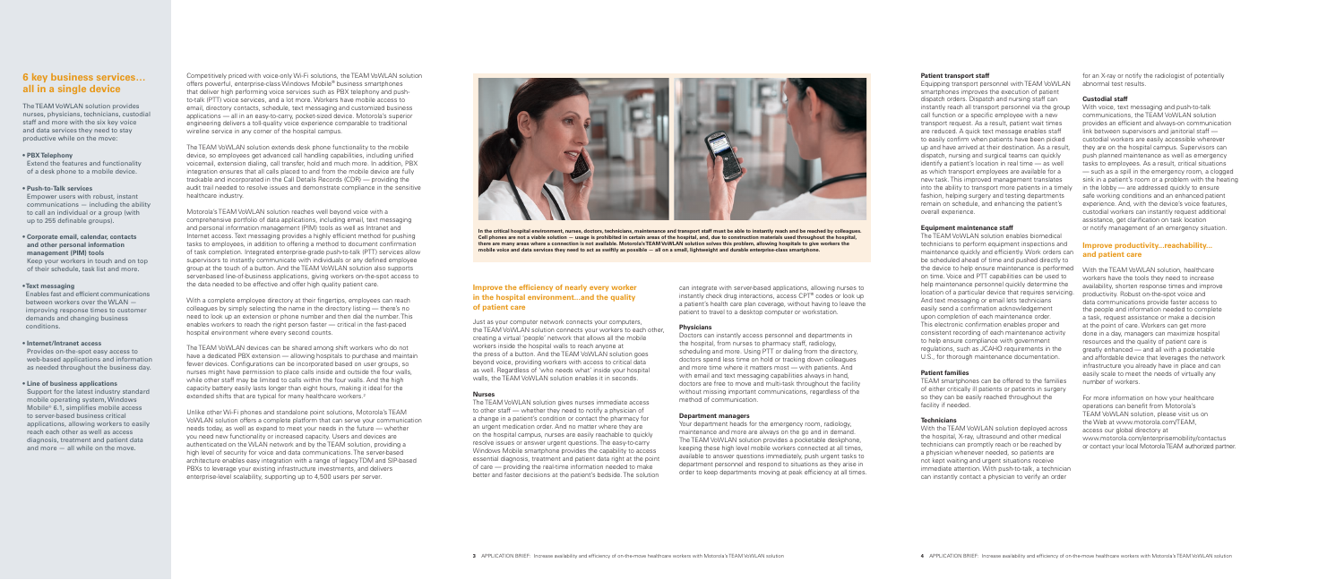## 6 key business services… all in a single device

The TEAM VoWLAN solution provides nurses, physicians, technicians, custodial staff and more with the six key voice and data services they need to stay productive while on the move:

- **PBX Telephony**
  Extend the features and functionality of a desk phone to a mobile device.
- **Push-to-Talk services**
  Empower users with robust, instant communications — including the ability to call an individual or a group (with up to 255 definable groups).
- **Corporate email, calendar, contacts and other personal information management (PIM) tools**
  Keep your workers in touch and on top of their schedule, task list and more.
- **Text messaging**
  Enables fast and efficient communications between workers over the WLAN — improving response times to customer demands and changing business conditions.
- **Internet/Intranet access**
  Provides on-the-spot easy access to web-based applications and information as needed throughout the business day.
- **Line of business applications**
  Support for the latest industry standard mobile operating system, Windows Mobile® 6.1, simplifies mobile access to server-based business critical applications, allowing workers to easily reach each other as well as access diagnosis, treatment and patient data and more — all while on the move.

Competitively priced with voice-only Wi-Fi solutions, the TEAM VoWLAN solution offers powerful, enterprise-class Windows Mobile® business smartphones that deliver high performing voice services such as PBX telephony and push-to-talk (PTT) voice services, and a lot more. Workers have mobile access to email, directory contacts, schedule, text messaging and customized business applications — all in an easy-to-carry, pocket-sized device. Motorola's superior engineering delivers a toll-quality voice experience comparable to traditional wireline service in any corner of the hospital campus.

The TEAM VoWLAN solution extends desk phone functionality to the mobile device, so employees get advanced call handling capabilities, including unified voicemail, extension dialing, call transfer, hold and much more. In addition, PBX integration ensures that all calls placed to and from the mobile device are fully trackable and incorporated in the Call Details Records (CDR) — providing the audit trail needed to resolve issues and demonstrate compliance in the sensitive healthcare industry.

Motorola's TEAM VoWLAN solution reaches well beyond voice with a comprehensive portfolio of data applications, including email, text messaging and personal information management (PIM) tools as well as Intranet and Internet access. Text messaging provides a highly efficient method for pushing tasks to employees, in addition to offering a method to document confirmation of task completion. Integrated enterprise-grade push-to-talk (PTT) services allow supervisors to instantly communicate with individuals or any defined employee group at the touch of a button. And the TEAM VoWLAN solution also supports server-based line-of-business applications, giving workers on-the-spot access to the data needed to be effective and offer high quality patient care.

With a complete employee directory at their fingertips, employees can reach colleagues by simply selecting the name in the directory listing — there's no need to look up an extension or phone number and then dial the number. This enables workers to reach the right person faster — critical in the fast-paced hospital environment where every second counts.

The TEAM VoWLAN devices can be shared among shift workers who do not have a dedicated PBX extension — allowing hospitals to purchase and maintain fewer devices. Configurations can be incorporated based on user groups, so nurses might have permission to place calls inside and outside the four walls, while other staff may be limited to calls within the four walls. And the high capacity battery easily lasts longer than eight hours, making it ideal for the extended shifts that are typical for many healthcare workers.[2]

Unlike other Wi-Fi phones and standalone point solutions, Motorola's TEAM VoWLAN solution offers a complete platform that can serve your communication needs today, as well as expand to meet your needs in the future — whether you need new functionality or increased capacity. Users and devices are authenticated on the WLAN network and by the TEAM solution, providing a high level of security for voice and data communications. The server-based architecture enables easy integration with a range of legacy TDM and SIP-based PBXs to leverage your existing infrastructure investments, and delivers enterprise-level scalability, supporting up to 4,500 users per server.

In the critical hospital environment, nurses, doctors, technicians, maintenance and transport staff must be able to instantly reach and be reached by colleagues. Cell phones are not a viable solution — usage is prohibited in certain areas of the hospital, and, due to construction materials used throughout the hospital, there are many areas where a connection is not available. Motorola's TEAM VoWLAN solution solves this problem, allowing hospitals to give workers the mobile voice and data services they need to act as swiftly as possible — all on a small, lightweight and durable enterprise-class smartphone.

### Improve the efficiency of nearly every worker in the hospital environment…and the quality of patient care

Just as your computer network connects your computers, the TEAM VoWLAN solution connects your workers to each other, creating a virtual 'people' network that allows all the mobile workers inside the hospital walls to reach anyone at the press of a button. And the TEAM VoWLAN solution goes beyond voice, providing workers with access to critical data as well. Regardless of 'who needs what' inside your hospital walls, the TEAM VoWLAN solution enables it in seconds.

#### Nurses

The TEAM VoWLAN solution gives nurses immediate access to other staff — whether they need to notify a physician of a change in a patient's condition or contact the pharmacy for an urgent medication order. And no matter where they are on the hospital campus, nurses are easily reachable to quickly resolve issues or answer urgent questions. The easy-to-carry Windows Mobile smartphone provides the capability to access essential diagnosis, treatment and patient data right at the point of care — providing the real-time information needed to make better and faster decisions at the patient's bedside. The solution can integrate with server-based applications, allowing nurses to instantly check drug interactions, access CPT® codes or look up a patient's health care plan coverage, without having to leave the patient to travel to a desktop computer or workstation.

#### Physicians

Doctors can instantly access personnel and departments in the hospital, from nurses to pharmacy staff, radiology, scheduling and more. Using PTT or dialing from the directory, doctors spend less time on hold or tracking down colleagues and more time where it matters most — with patients. And with email and text messaging capabilities always in hand, doctors are free to move and multi-task throughout the facility without missing important communications, regardless of the method of communication.

#### Department managers

Your department heads for the emergency room, radiology, maintenance and more are always on the go and in demand. The TEAM VoWLAN solution provides a pocketable deskphone, keeping these high level mobile workers connected at all times, available to answer questions immediately, push urgent tasks to department personnel and respond to situations as they arise in order to keep departments moving at peak efficiency at all times.

#### Patient transport staff

Equipping transport personnel with TEAM VoWLAN smartphones improves the execution of patient dispatch orders. Dispatch and nursing staff can instantly reach all transport personnel via the group call function or a specific employee with a new transport request. As a result, patient wait times are reduced. A quick text message enables staff to easily confirm when patients have been picked up and have arrived at their destination. As a result, dispatch, nursing and surgical teams can quickly identify a patient's location in real time — as well as which transport employees are available for a new task. This improved management translates into the ability to transport more patients in a timely fashion, helping surgery and testing departments remain on schedule, and enhancing the patient's overall experience.

#### Equipment maintenance staff

The TEAM VoWLAN solution enables biomedical technicians to perform equipment inspections and maintenance quickly and efficiently. Work orders can be scheduled ahead of time and pushed directly to the device to help ensure maintenance is performed on time. Voice and PTT capabilities can be used to help maintenance personnel quickly determine the location of a particular device that requires servicing. And text messaging or email lets technicians easily send a confirmation acknowledgement upon completion of each maintenance order. This electronic confirmation enables proper and consistent recording of each maintenance activity to help ensure compliance with government regulations, such as JCAHO requirements in the U.S., for thorough maintenance documentation.

#### Patient families

TEAM smartphones can be offered to the families of either critically ill patients or patients in surgery so they can be easily reached throughout the facility if needed.

#### Technicians

With the TEAM VoWLAN solution deployed across the hospital, X-ray, ultrasound and other medical technicians can promptly reach or be reached by a physician whenever needed, so patients are not kept waiting and urgent situations receive immediate attention. With push-to-talk, a technician can instantly contact a physician to verify an order for an X-ray or notify the radiologist of potentially abnormal test results.

#### Custodial staff

With voice, text messaging and push-to-talk communications, the TEAM VoWLAN solution provides an efficient and always-on communication link between supervisors and janitorial staff — custodial workers are easily accessible wherever they are on the hospital campus. Supervisors can push planned maintenance as well as emergency tasks to employees. As a result, critical situations — such as a spill in the emergency room, a clogged sink in a patient's room or a problem with the heating in the lobby — are addressed quickly to ensure safe working conditions and an enhanced patient experience. And, with the device's voice features, custodial workers can instantly request additional assistance, get clarification on task location or notify management of an emergency situation.

### Improve productivity…reachability… and patient care

With the TEAM VoWLAN solution, healthcare workers have the tools they need to increase availability, shorten response times and improve productivity. Robust on-the-spot voice and data communications provide faster access to the people and information needed to complete a task, request assistance or make a decision at the point of care. Workers can get more done in a day, managers can maximize hospital resources and the quality of patient care is greatly enhanced — and all with a pocketable and affordable device that leverages the network infrastructure you already have in place and can easily scale to meet the needs of virtually any number of workers.

For more information on how your healthcare operations can benefit from Motorola's TEAM VoWLAN solution, please visit us on the Web at www.motorola.com/TEAM, access our global directory at www.motorola.com/enterprisemobility/contactus or contact your local Motorola TEAM authorized partner.